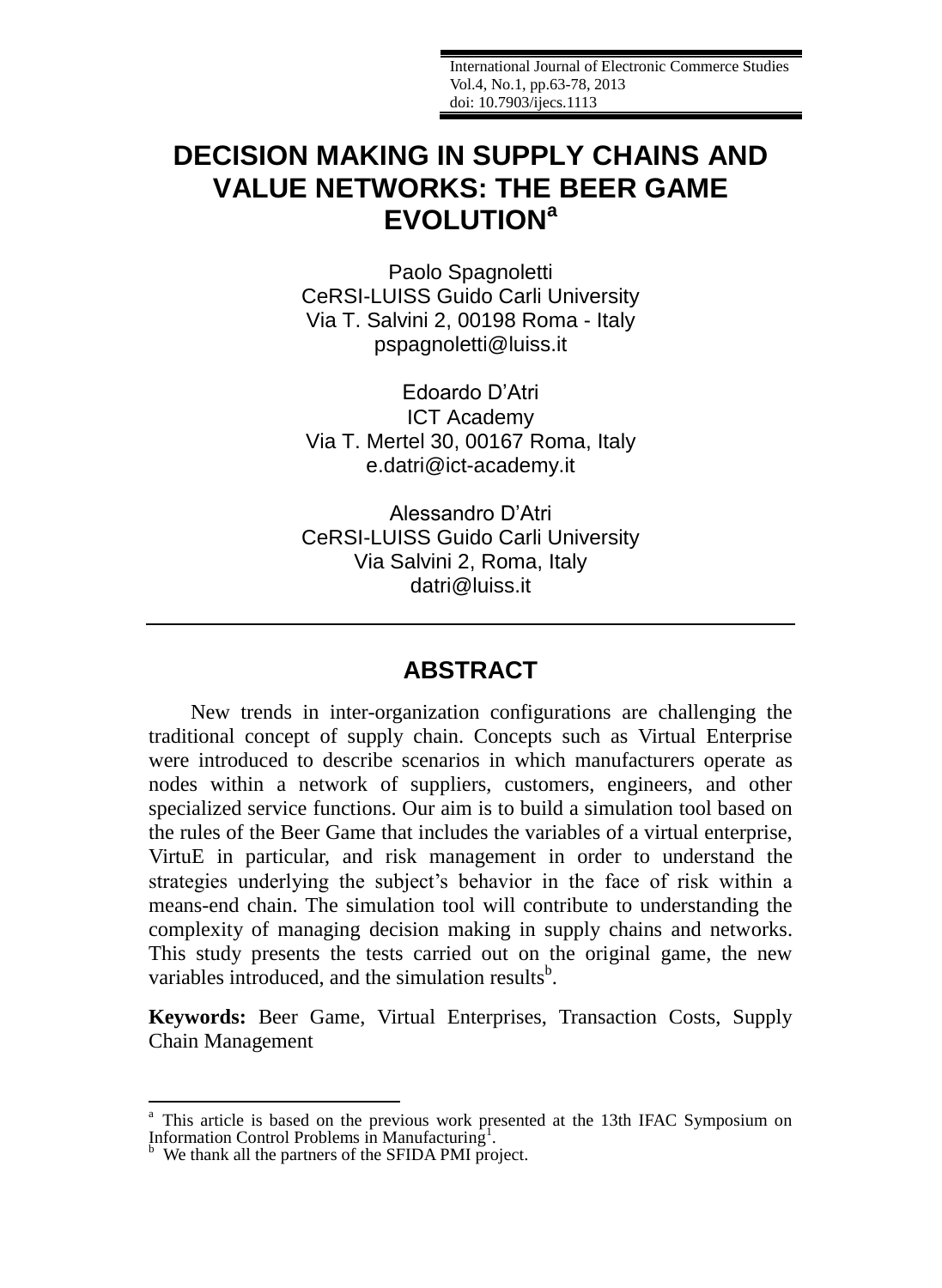# DECISION MAKING IN SUPPLY CHAINS AND VALUE NETWORKS: THE BEER GAME EVOLUTION[a]

Paolo Spagnoletti
CeRSI-LUISS Guido Carli University
Via T. Salvini 2, 00198 Roma - Italy
pspagnoletti@luiss.it

Edoardo D'Atri
ICT Academy
Via T. Mertel 30, 00167 Roma, Italy
e.datri@ict-academy.it

Alessandro D'Atri
CeRSI-LUISS Guido Carli University
Via Salvini 2, Roma, Italy
datri@luiss.it

---

## ABSTRACT

New trends in inter-organization configurations are challenging the traditional concept of supply chain. Concepts such as Virtual Enterprise were introduced to describe scenarios in which manufacturers operate as nodes within a network of suppliers, customers, engineers, and other specialized service functions. Our aim is to build a simulation tool based on the rules of the Beer Game that includes the variables of a virtual enterprise, VirtuE in particular, and risk management in order to understand the strategies underlying the subject's behavior in the face of risk within a means-end chain. The simulation tool will contribute to understanding the complexity of managing decision making in supply chains and networks. This study presents the tests carried out on the original game, the new variables introduced, and the simulation results[b].

**Keywords:** Beer Game, Virtual Enterprises, Transaction Costs, Supply Chain Management

---

[a] This article is based on the previous work presented at the 13th IFAC Symposium on Information Control Problems in Manufacturing[1].

[b] We thank all the partners of the SFIDA PMI project.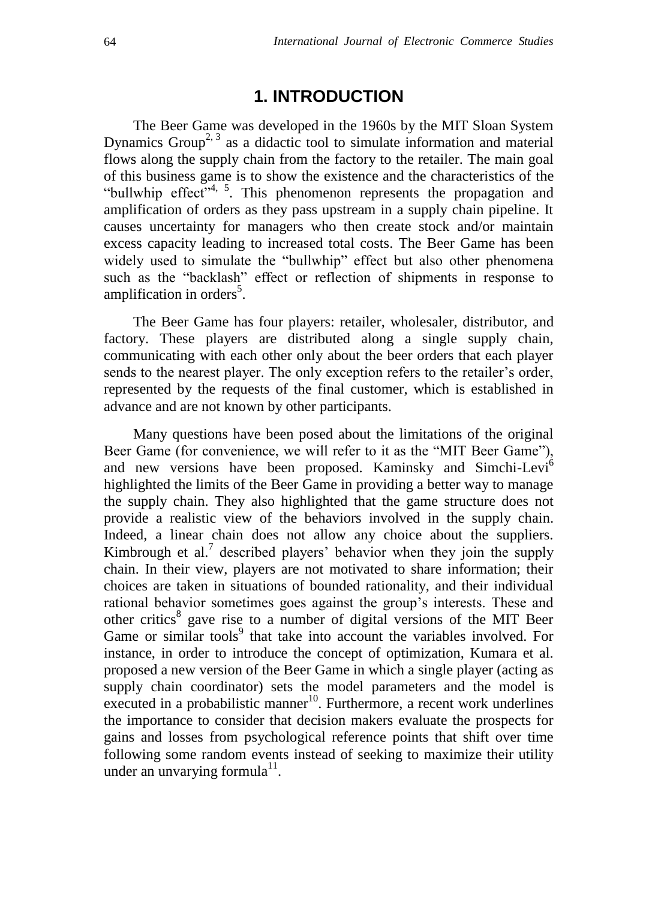# 1. INTRODUCTION

The Beer Game was developed in the 1960s by the MIT Sloan System Dynamics Group[2, 3] as a didactic tool to simulate information and material flows along the supply chain from the factory to the retailer. The main goal of this business game is to show the existence and the characteristics of the "bullwhip effect"[4, 5]. This phenomenon represents the propagation and amplification of orders as they pass upstream in a supply chain pipeline. It causes uncertainty for managers who then create stock and/or maintain excess capacity leading to increased total costs. The Beer Game has been widely used to simulate the "bullwhip" effect but also other phenomena such as the "backlash" effect or reflection of shipments in response to amplification in orders[5].

The Beer Game has four players: retailer, wholesaler, distributor, and factory. These players are distributed along a single supply chain, communicating with each other only about the beer orders that each player sends to the nearest player. The only exception refers to the retailer's order, represented by the requests of the final customer, which is established in advance and are not known by other participants.

Many questions have been posed about the limitations of the original Beer Game (for convenience, we will refer to it as the "MIT Beer Game"), and new versions have been proposed. Kaminsky and Simchi-Levi[6] highlighted the limits of the Beer Game in providing a better way to manage the supply chain. They also highlighted that the game structure does not provide a realistic view of the behaviors involved in the supply chain. Indeed, a linear chain does not allow any choice about the suppliers. Kimbrough et al.[7] described players' behavior when they join the supply chain. In their view, players are not motivated to share information; their choices are taken in situations of bounded rationality, and their individual rational behavior sometimes goes against the group's interests. These and other critics[8] gave rise to a number of digital versions of the MIT Beer Game or similar tools[9] that take into account the variables involved. For instance, in order to introduce the concept of optimization, Kumara et al. proposed a new version of the Beer Game in which a single player (acting as supply chain coordinator) sets the model parameters and the model is executed in a probabilistic manner[10]. Furthermore, a recent work underlines the importance to consider that decision makers evaluate the prospects for gains and losses from psychological reference points that shift over time following some random events instead of seeking to maximize their utility under an unvarying formula[11].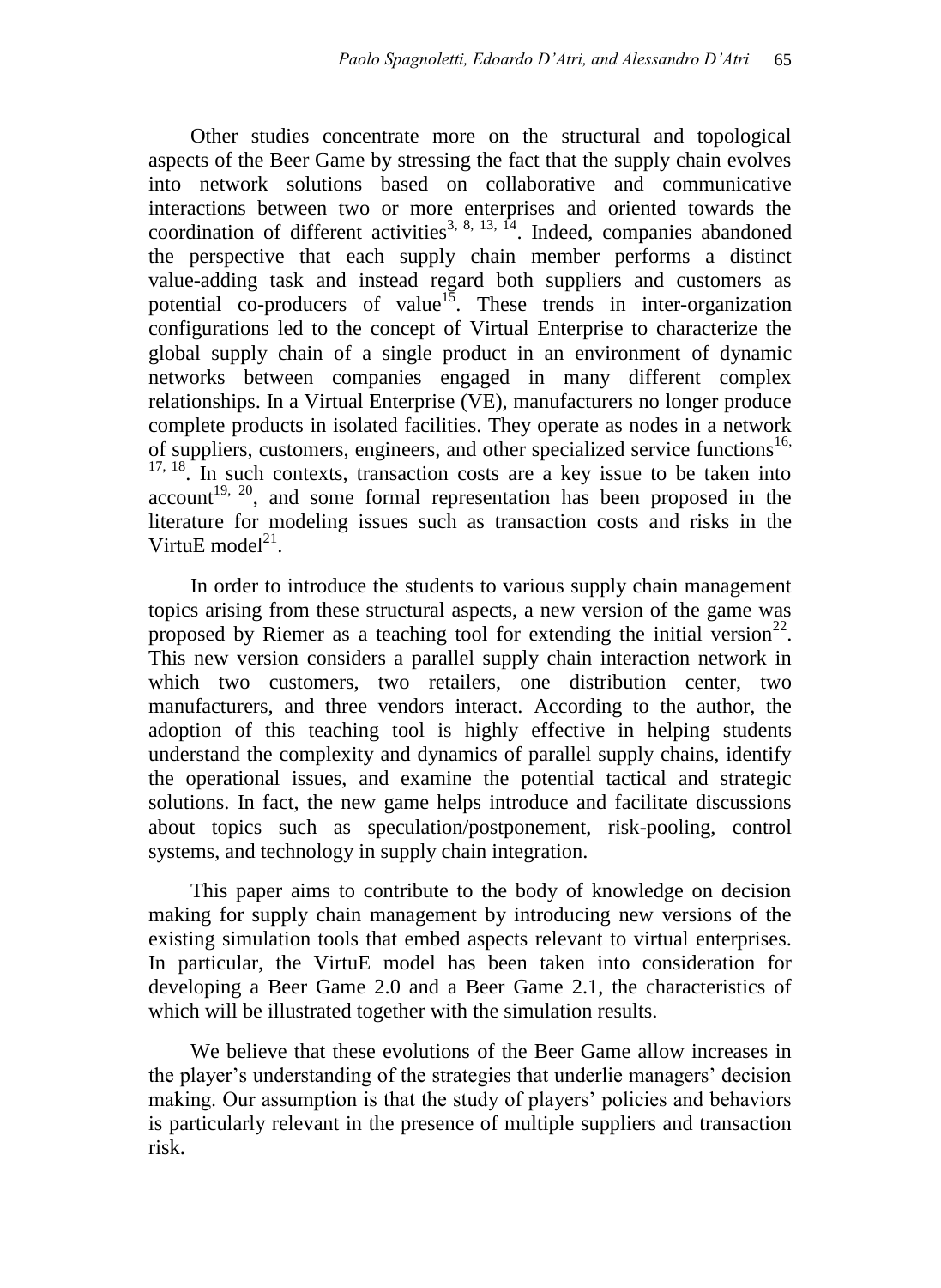Other studies concentrate more on the structural and topological aspects of the Beer Game by stressing the fact that the supply chain evolves into network solutions based on collaborative and communicative interactions between two or more enterprises and oriented towards the coordination of different activities[3, 8, 13, 14]. Indeed, companies abandoned the perspective that each supply chain member performs a distinct value-adding task and instead regard both suppliers and customers as potential co-producers of value[15]. These trends in inter-organization configurations led to the concept of Virtual Enterprise to characterize the global supply chain of a single product in an environment of dynamic networks between companies engaged in many different complex relationships. In a Virtual Enterprise (VE), manufacturers no longer produce complete products in isolated facilities. They operate as nodes in a network of suppliers, customers, engineers, and other specialized service functions[16, 17, 18]. In such contexts, transaction costs are a key issue to be taken into account[19, 20], and some formal representation has been proposed in the literature for modeling issues such as transaction costs and risks in the VirtuE model[21].

In order to introduce the students to various supply chain management topics arising from these structural aspects, a new version of the game was proposed by Riemer as a teaching tool for extending the initial version[22]. This new version considers a parallel supply chain interaction network in which two customers, two retailers, one distribution center, two manufacturers, and three vendors interact. According to the author, the adoption of this teaching tool is highly effective in helping students understand the complexity and dynamics of parallel supply chains, identify the operational issues, and examine the potential tactical and strategic solutions. In fact, the new game helps introduce and facilitate discussions about topics such as speculation/postponement, risk-pooling, control systems, and technology in supply chain integration.

This paper aims to contribute to the body of knowledge on decision making for supply chain management by introducing new versions of the existing simulation tools that embed aspects relevant to virtual enterprises. In particular, the VirtuE model has been taken into consideration for developing a Beer Game 2.0 and a Beer Game 2.1, the characteristics of which will be illustrated together with the simulation results.

We believe that these evolutions of the Beer Game allow increases in the player's understanding of the strategies that underlie managers' decision making. Our assumption is that the study of players' policies and behaviors is particularly relevant in the presence of multiple suppliers and transaction risk.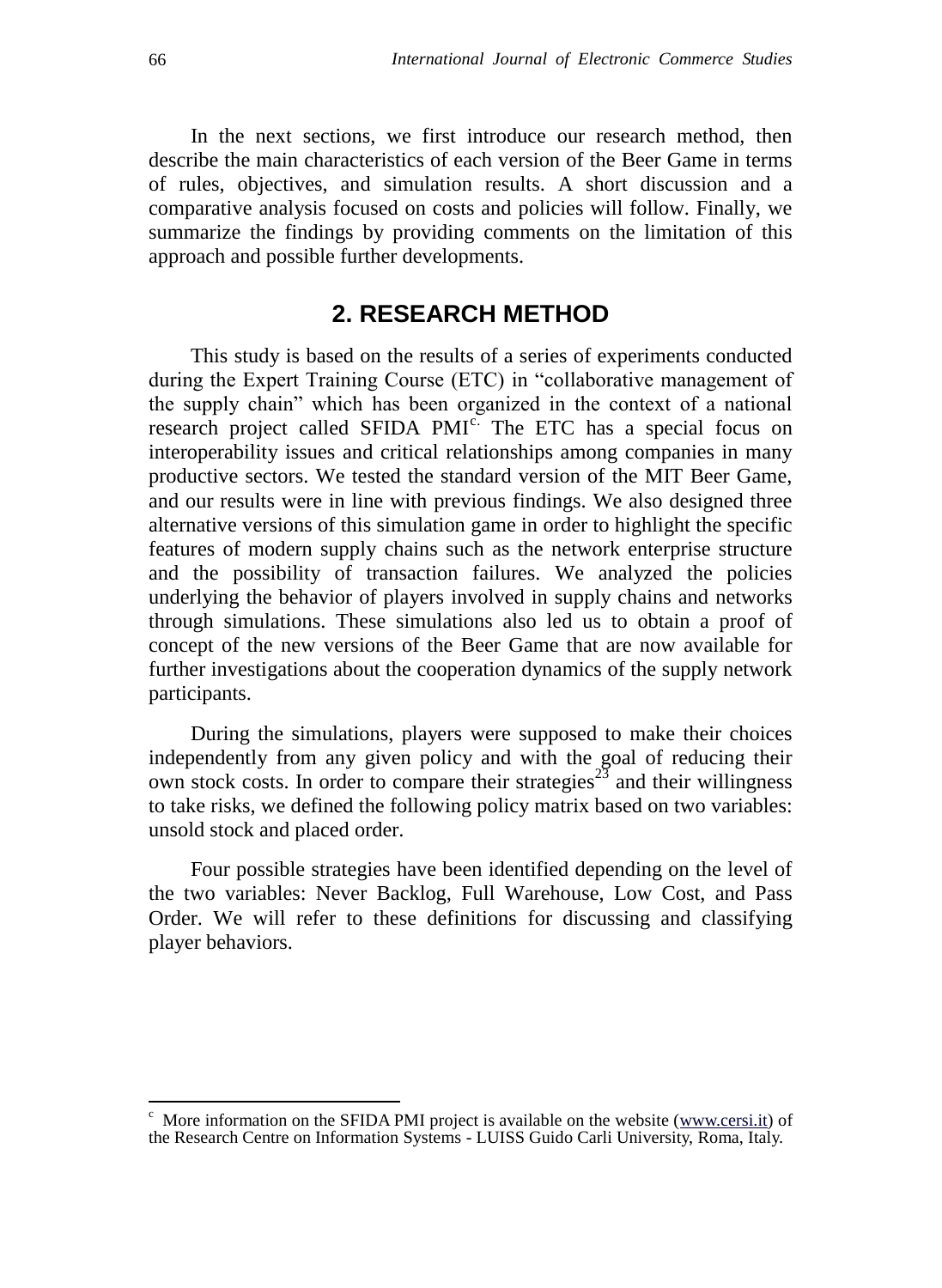In the next sections, we first introduce our research method, then describe the main characteristics of each version of the Beer Game in terms of rules, objectives, and simulation results. A short discussion and a comparative analysis focused on costs and policies will follow. Finally, we summarize the findings by providing comments on the limitation of this approach and possible further developments.

## 2. RESEARCH METHOD

This study is based on the results of a series of experiments conducted during the Expert Training Course (ETC) in “collaborative management of the supply chain” which has been organized in the context of a national research project called SFIDA PMI[c]. The ETC has a special focus on interoperability issues and critical relationships among companies in many productive sectors. We tested the standard version of the MIT Beer Game, and our results were in line with previous findings. We also designed three alternative versions of this simulation game in order to highlight the specific features of modern supply chains such as the network enterprise structure and the possibility of transaction failures. We analyzed the policies underlying the behavior of players involved in supply chains and networks through simulations. These simulations also led us to obtain a proof of concept of the new versions of the Beer Game that are now available for further investigations about the cooperation dynamics of the supply network participants.

During the simulations, players were supposed to make their choices independently from any given policy and with the goal of reducing their own stock costs. In order to compare their strategies[23] and their willingness to take risks, we defined the following policy matrix based on two variables: unsold stock and placed order.

Four possible strategies have been identified depending on the level of the two variables: Never Backlog, Full Warehouse, Low Cost, and Pass Order. We will refer to these definitions for discussing and classifying player behaviors.

---

[c] More information on the SFIDA PMI project is available on the website (www.cersi.it) of the Research Centre on Information Systems - LUISS Guido Carli University, Roma, Italy.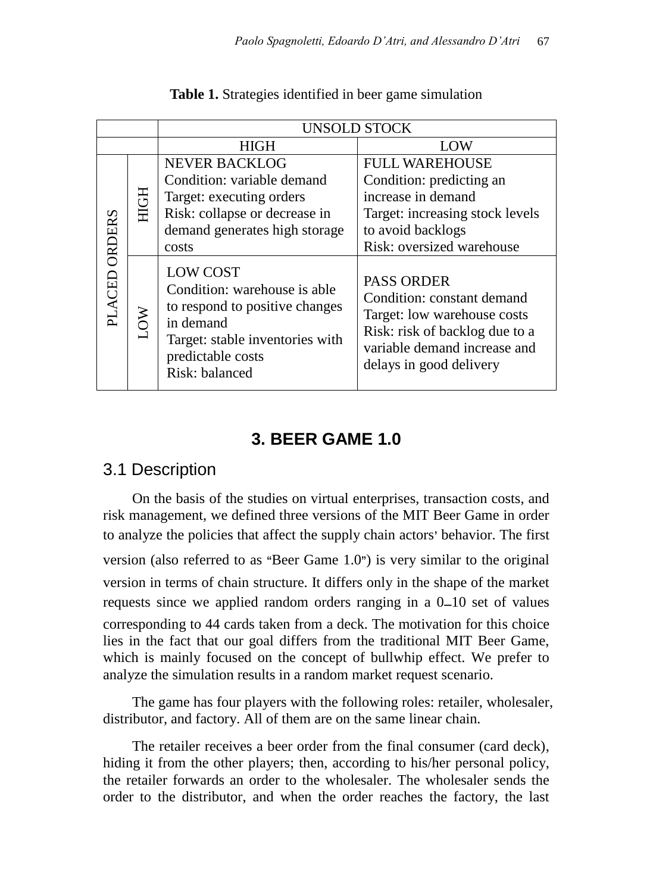**Table 1.** Strategies identified in beer game simulation

| | | UNSOLD STOCK | |
|---|---|---|---|
| | | HIGH | LOW |
| PLACED ORDERS | HIGH | NEVER BACKLOG<br>Condition: variable demand<br>Target: executing orders<br>Risk: collapse or decrease in demand generates high storage costs | FULL WAREHOUSE<br>Condition: predicting an increase in demand<br>Target: increasing stock levels to avoid backlogs<br>Risk: oversized warehouse |
| | LOW | LOW COST<br>Condition: warehouse is able to respond to positive changes in demand<br>Target: stable inventories with predictable costs<br>Risk: balanced | PASS ORDER<br>Condition: constant demand<br>Target: low warehouse costs<br>Risk: risk of backlog due to a variable demand increase and delays in good delivery |

# 3. BEER GAME 1.0

## 3.1 Description

On the basis of the studies on virtual enterprises, transaction costs, and risk management, we defined three versions of the MIT Beer Game in order to analyze the policies that affect the supply chain actors' behavior. The first version (also referred to as "Beer Game 1.0") is very similar to the original version in terms of chain structure. It differs only in the shape of the market requests since we applied random orders ranging in a 0–10 set of values corresponding to 44 cards taken from a deck. The motivation for this choice lies in the fact that our goal differs from the traditional MIT Beer Game, which is mainly focused on the concept of bullwhip effect. We prefer to analyze the simulation results in a random market request scenario.

The game has four players with the following roles: retailer, wholesaler, distributor, and factory. All of them are on the same linear chain.

The retailer receives a beer order from the final consumer (card deck), hiding it from the other players; then, according to his/her personal policy, the retailer forwards an order to the wholesaler. The wholesaler sends the order to the distributor, and when the order reaches the factory, the last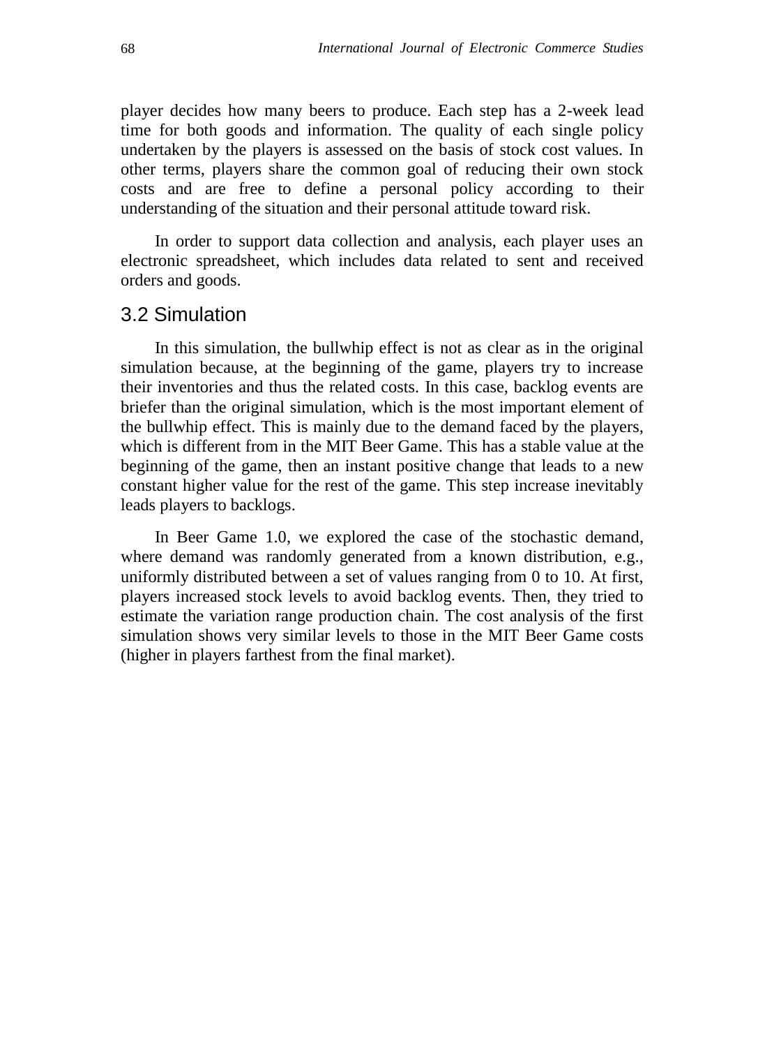player decides how many beers to produce. Each step has a 2-week lead time for both goods and information. The quality of each single policy undertaken by the players is assessed on the basis of stock cost values. In other terms, players share the common goal of reducing their own stock costs and are free to define a personal policy according to their understanding of the situation and their personal attitude toward risk.

In order to support data collection and analysis, each player uses an electronic spreadsheet, which includes data related to sent and received orders and goods.

## 3.2 Simulation

In this simulation, the bullwhip effect is not as clear as in the original simulation because, at the beginning of the game, players try to increase their inventories and thus the related costs. In this case, backlog events are briefer than the original simulation, which is the most important element of the bullwhip effect. This is mainly due to the demand faced by the players, which is different from in the MIT Beer Game. This has a stable value at the beginning of the game, then an instant positive change that leads to a new constant higher value for the rest of the game. This step increase inevitably leads players to backlogs.

In Beer Game 1.0, we explored the case of the stochastic demand, where demand was randomly generated from a known distribution, e.g., uniformly distributed between a set of values ranging from 0 to 10. At first, players increased stock levels to avoid backlog events. Then, they tried to estimate the variation range production chain. The cost analysis of the first simulation shows very similar levels to those in the MIT Beer Game costs (higher in players farthest from the final market).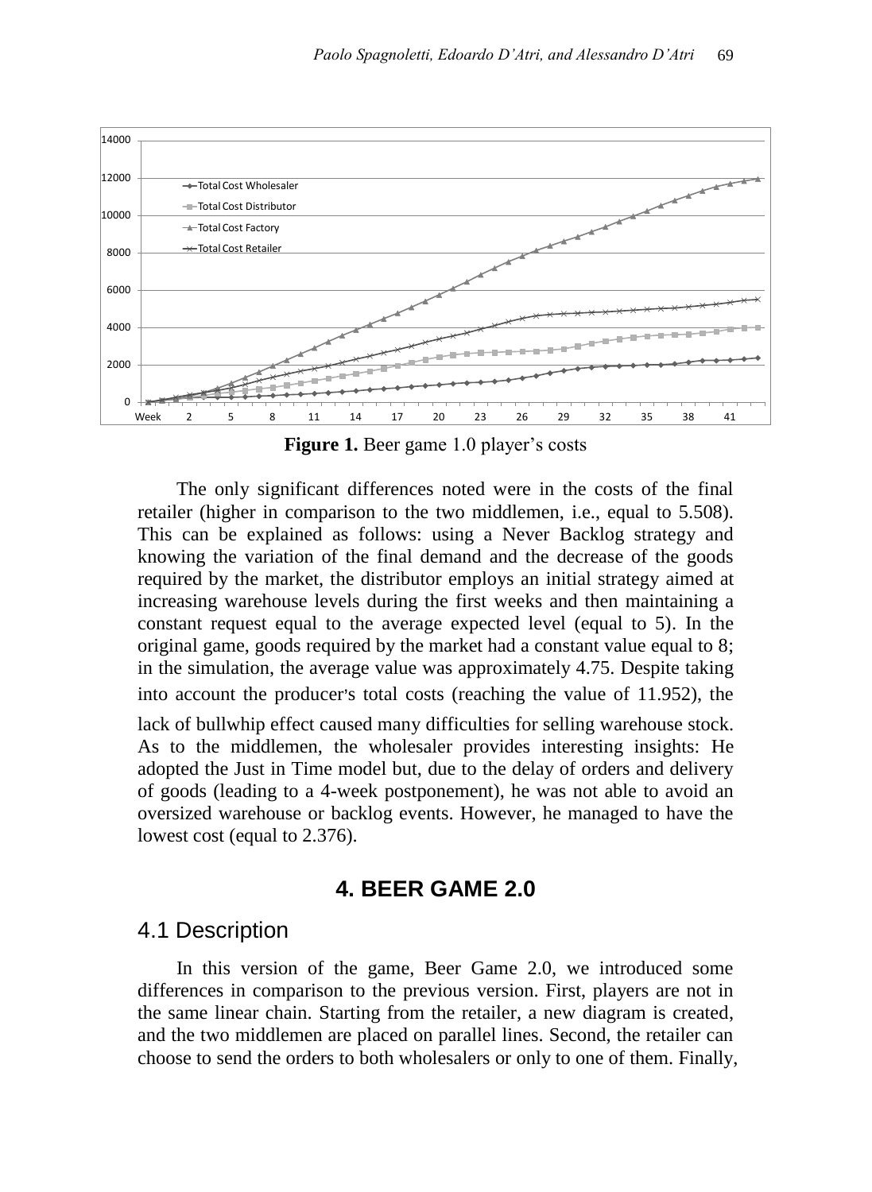**Figure 1.** Beer game 1.0 player's costs

The only significant differences noted were in the costs of the final retailer (higher in comparison to the two middlemen, i.e., equal to 5.508). This can be explained as follows: using a Never Backlog strategy and knowing the variation of the final demand and the decrease of the goods required by the market, the distributor employs an initial strategy aimed at increasing warehouse levels during the first weeks and then maintaining a constant request equal to the average expected level (equal to 5). In the original game, goods required by the market had a constant value equal to 8; in the simulation, the average value was approximately 4.75. Despite taking into account the producer's total costs (reaching the value of 11.952), the lack of bullwhip effect caused many difficulties for selling warehouse stock. As to the middlemen, the wholesaler provides interesting insights: He adopted the Just in Time model but, due to the delay of orders and delivery of goods (leading to a 4-week postponement), he was not able to avoid an oversized warehouse or backlog events. However, he managed to have the lowest cost (equal to 2.376).

## 4. BEER GAME 2.0

### 4.1 Description

In this version of the game, Beer Game 2.0, we introduced some differences in comparison to the previous version. First, players are not in the same linear chain. Starting from the retailer, a new diagram is created, and the two middlemen are placed on parallel lines. Second, the retailer can choose to send the orders to both wholesalers or only to one of them. Finally,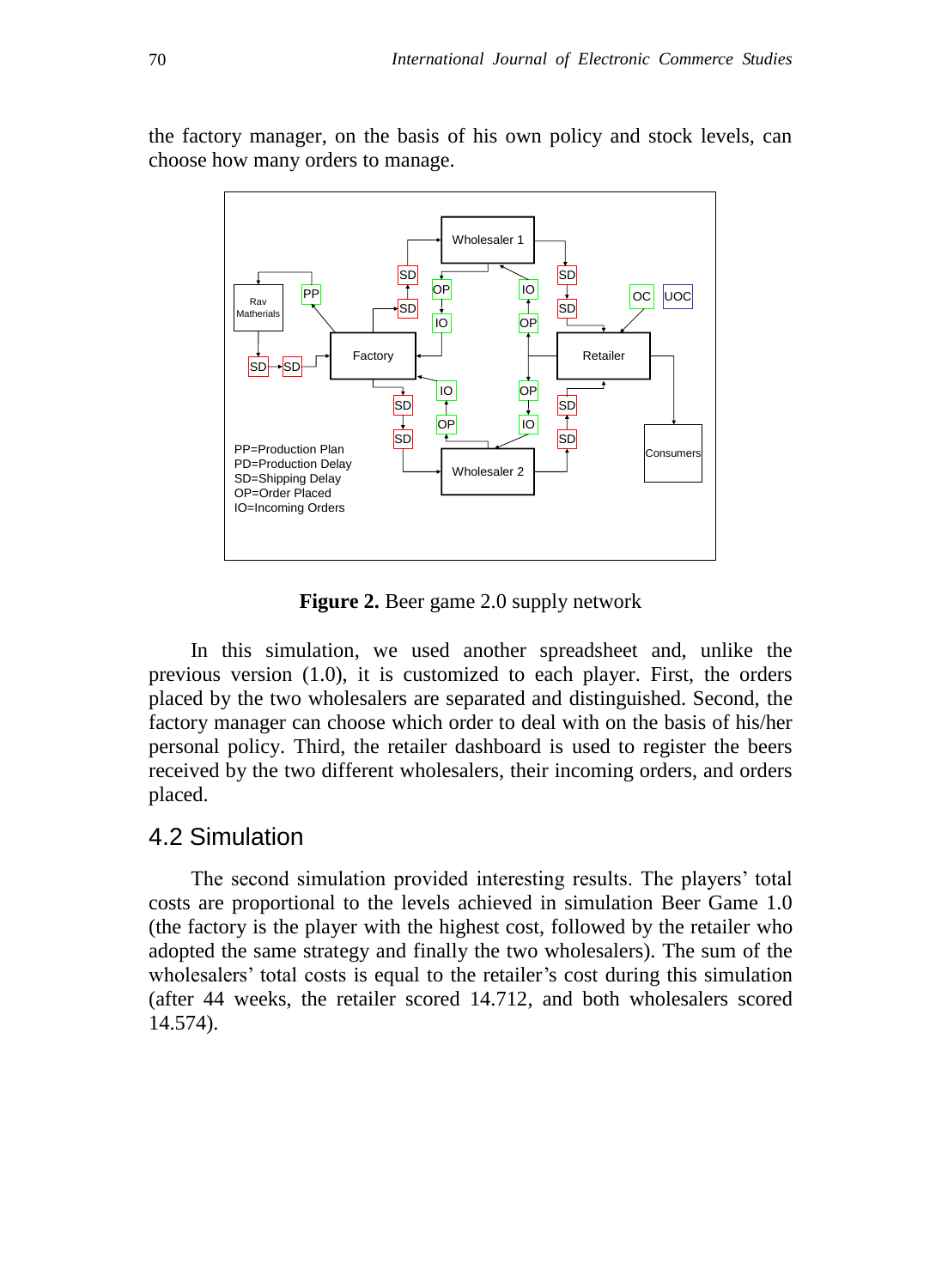the factory manager, on the basis of his own policy and stock levels, can choose how many orders to manage.

**Figure 2.** Beer game 2.0 supply network

In this simulation, we used another spreadsheet and, unlike the previous version (1.0), it is customized to each player. First, the orders placed by the two wholesalers are separated and distinguished. Second, the factory manager can choose which order to deal with on the basis of his/her personal policy. Third, the retailer dashboard is used to register the beers received by the two different wholesalers, their incoming orders, and orders placed.

## 4.2 Simulation

The second simulation provided interesting results. The players' total costs are proportional to the levels achieved in simulation Beer Game 1.0 (the factory is the player with the highest cost, followed by the retailer who adopted the same strategy and finally the two wholesalers). The sum of the wholesalers' total costs is equal to the retailer's cost during this simulation (after 44 weeks, the retailer scored 14.712, and both wholesalers scored 14.574).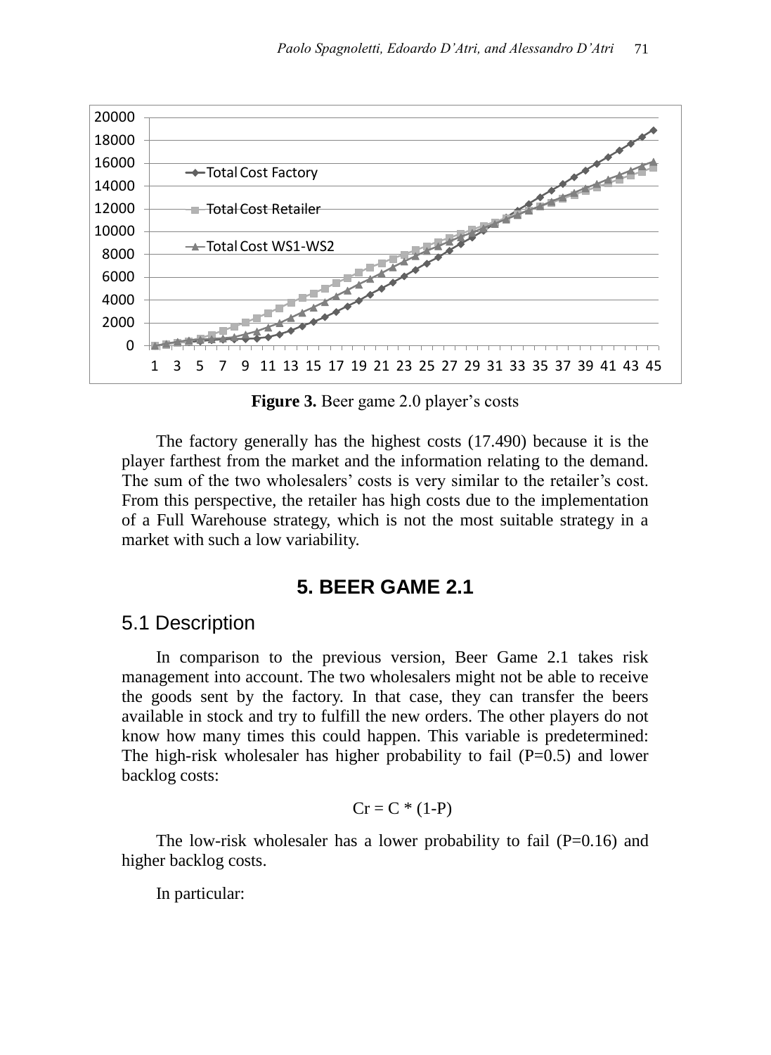**Figure 3.** Beer game 2.0 player's costs

The factory generally has the highest costs (17.490) because it is the player farthest from the market and the information relating to the demand. The sum of the two wholesalers' costs is very similar to the retailer's cost. From this perspective, the retailer has high costs due to the implementation of a Full Warehouse strategy, which is not the most suitable strategy in a market with such a low variability.

## 5. BEER GAME 2.1

### 5.1 Description

In comparison to the previous version, Beer Game 2.1 takes risk management into account. The two wholesalers might not be able to receive the goods sent by the factory. In that case, they can transfer the beers available in stock and try to fulfill the new orders. The other players do not know how many times this could happen. This variable is predetermined: The high-risk wholesaler has higher probability to fail (P=0.5) and lower backlog costs:

$$Cr = C * (1-P)$$

The low-risk wholesaler has a lower probability to fail (P=0.16) and higher backlog costs.

In particular: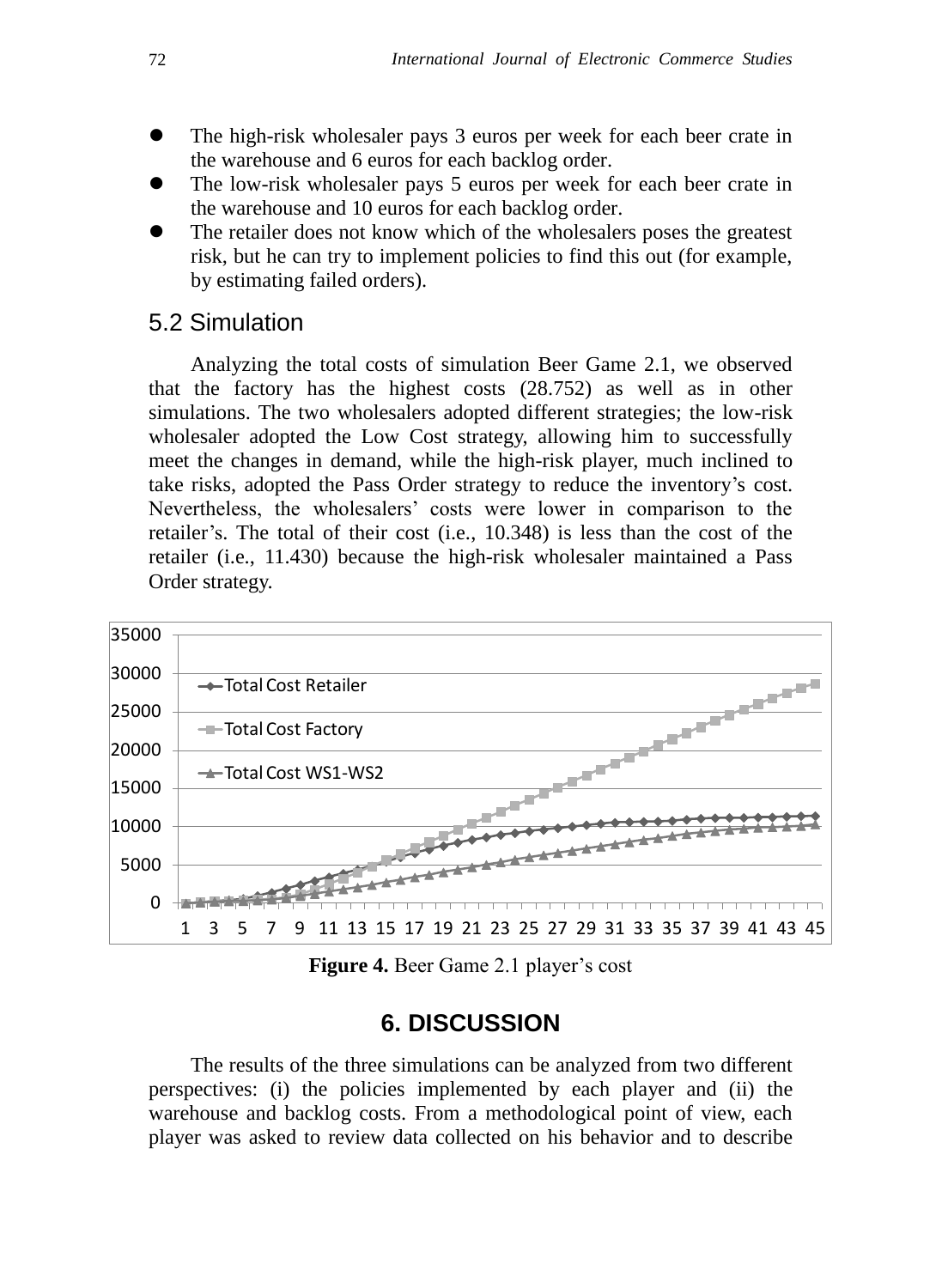- The high-risk wholesaler pays 3 euros per week for each beer crate in the warehouse and 6 euros for each backlog order.
- The low-risk wholesaler pays 5 euros per week for each beer crate in the warehouse and 10 euros for each backlog order.
- The retailer does not know which of the wholesalers poses the greatest risk, but he can try to implement policies to find this out (for example, by estimating failed orders).

## 5.2 Simulation

Analyzing the total costs of simulation Beer Game 2.1, we observed that the factory has the highest costs (28.752) as well as in other simulations. The two wholesalers adopted different strategies; the low-risk wholesaler adopted the Low Cost strategy, allowing him to successfully meet the changes in demand, while the high-risk player, much inclined to take risks, adopted the Pass Order strategy to reduce the inventory's cost. Nevertheless, the wholesalers' costs were lower in comparison to the retailer's. The total of their cost (i.e., 10.348) is less than the cost of the retailer (i.e., 11.430) because the high-risk wholesaler maintained a Pass Order strategy.

**Figure 4.** Beer Game 2.1 player's cost

# 6. DISCUSSION

The results of the three simulations can be analyzed from two different perspectives: (i) the policies implemented by each player and (ii) the warehouse and backlog costs. From a methodological point of view, each player was asked to review data collected on his behavior and to describe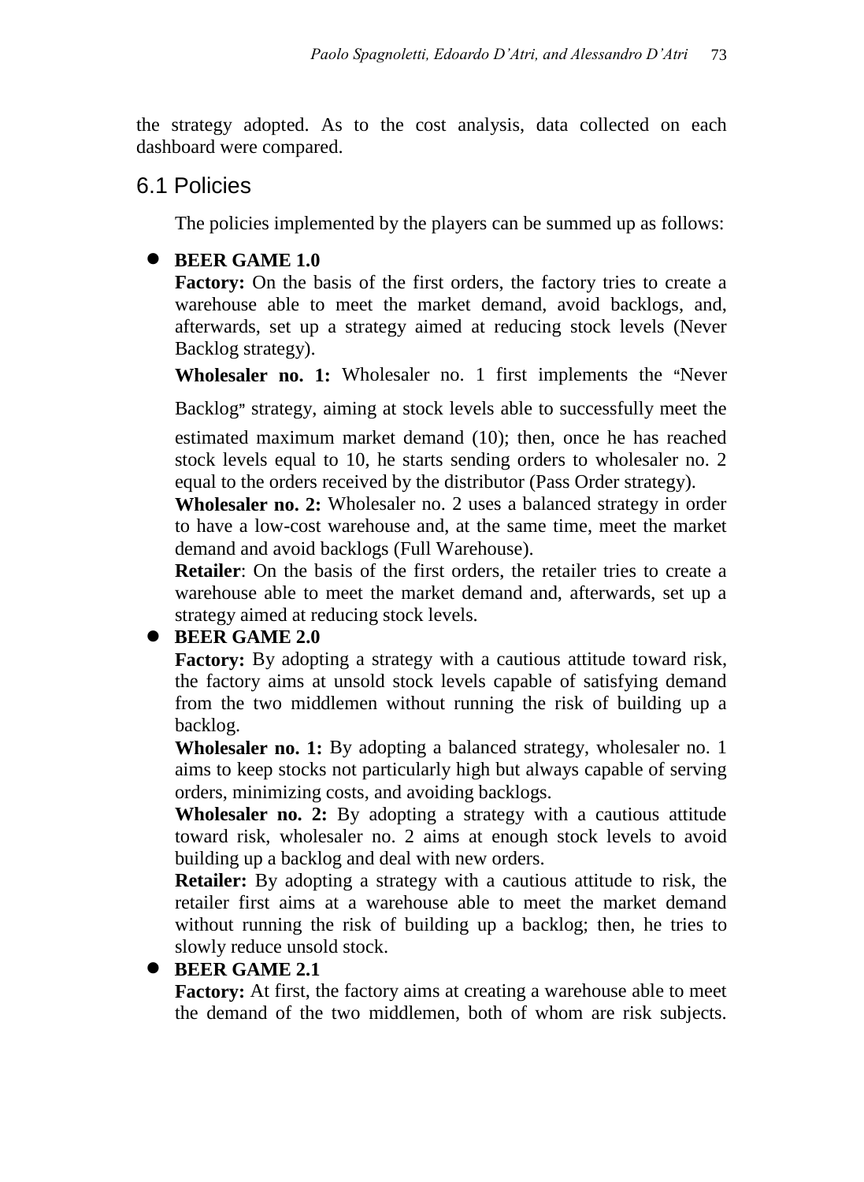the strategy adopted. As to the cost analysis, data collected on each dashboard were compared.

## 6.1 Policies

The policies implemented by the players can be summed up as follows:

- **BEER GAME 1.0**

  **Factory:** On the basis of the first orders, the factory tries to create a warehouse able to meet the market demand, avoid backlogs, and, afterwards, set up a strategy aimed at reducing stock levels (Never Backlog strategy).

  **Wholesaler no. 1:** Wholesaler no. 1 first implements the "Never Backlog" strategy, aiming at stock levels able to successfully meet the estimated maximum market demand (10); then, once he has reached stock levels equal to 10, he starts sending orders to wholesaler no. 2 equal to the orders received by the distributor (Pass Order strategy).

  **Wholesaler no. 2:** Wholesaler no. 2 uses a balanced strategy in order to have a low-cost warehouse and, at the same time, meet the market demand and avoid backlogs (Full Warehouse).

  **Retailer**: On the basis of the first orders, the retailer tries to create a warehouse able to meet the market demand and, afterwards, set up a strategy aimed at reducing stock levels.

- **BEER GAME 2.0**

  **Factory:** By adopting a strategy with a cautious attitude toward risk, the factory aims at unsold stock levels capable of satisfying demand from the two middlemen without running the risk of building up a backlog.

  **Wholesaler no. 1:** By adopting a balanced strategy, wholesaler no. 1 aims to keep stocks not particularly high but always capable of serving orders, minimizing costs, and avoiding backlogs.

  **Wholesaler no. 2:** By adopting a strategy with a cautious attitude toward risk, wholesaler no. 2 aims at enough stock levels to avoid building up a backlog and deal with new orders.

  **Retailer:** By adopting a strategy with a cautious attitude to risk, the retailer first aims at a warehouse able to meet the market demand without running the risk of building up a backlog; then, he tries to slowly reduce unsold stock.

- **BEER GAME 2.1**

  **Factory:** At first, the factory aims at creating a warehouse able to meet the demand of the two middlemen, both of whom are risk subjects.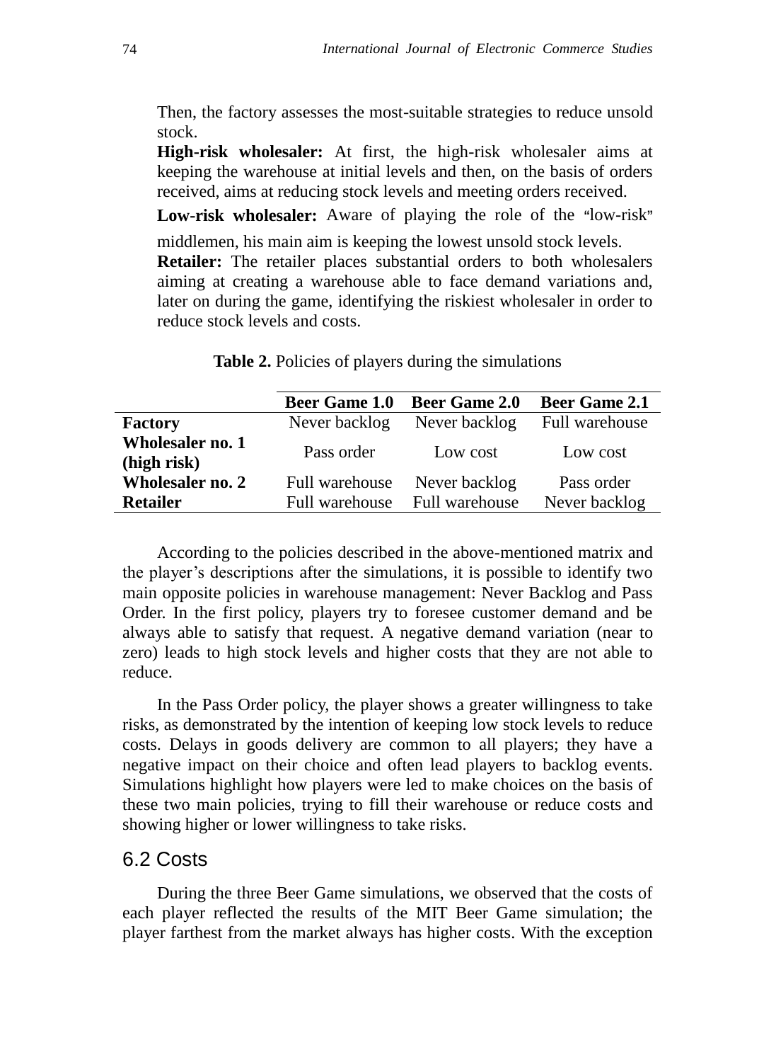Then, the factory assesses the most-suitable strategies to reduce unsold stock.

**High-risk wholesaler:** At first, the high-risk wholesaler aims at keeping the warehouse at initial levels and then, on the basis of orders received, aims at reducing stock levels and meeting orders received.

**Low-risk wholesaler:** Aware of playing the role of the "low-risk" middlemen, his main aim is keeping the lowest unsold stock levels.

**Retailer:** The retailer places substantial orders to both wholesalers aiming at creating a warehouse able to face demand variations and, later on during the game, identifying the riskiest wholesaler in order to reduce stock levels and costs.

**Table 2.** Policies of players during the simulations

| | **Beer Game 1.0** | **Beer Game 2.0** | **Beer Game 2.1** |
|---|---|---|---|
| **Factory** | Never backlog | Never backlog | Full warehouse |
| **Wholesaler no. 1 (high risk)** | Pass order | Low cost | Low cost |
| **Wholesaler no. 2** | Full warehouse | Never backlog | Pass order |
| **Retailer** | Full warehouse | Full warehouse | Never backlog |

According to the policies described in the above-mentioned matrix and the player's descriptions after the simulations, it is possible to identify two main opposite policies in warehouse management: Never Backlog and Pass Order. In the first policy, players try to foresee customer demand and be always able to satisfy that request. A negative demand variation (near to zero) leads to high stock levels and higher costs that they are not able to reduce.

In the Pass Order policy, the player shows a greater willingness to take risks, as demonstrated by the intention of keeping low stock levels to reduce costs. Delays in goods delivery are common to all players; they have a negative impact on their choice and often lead players to backlog events. Simulations highlight how players were led to make choices on the basis of these two main policies, trying to fill their warehouse or reduce costs and showing higher or lower willingness to take risks.

## 6.2 Costs

During the three Beer Game simulations, we observed that the costs of each player reflected the results of the MIT Beer Game simulation; the player farthest from the market always has higher costs. With the exception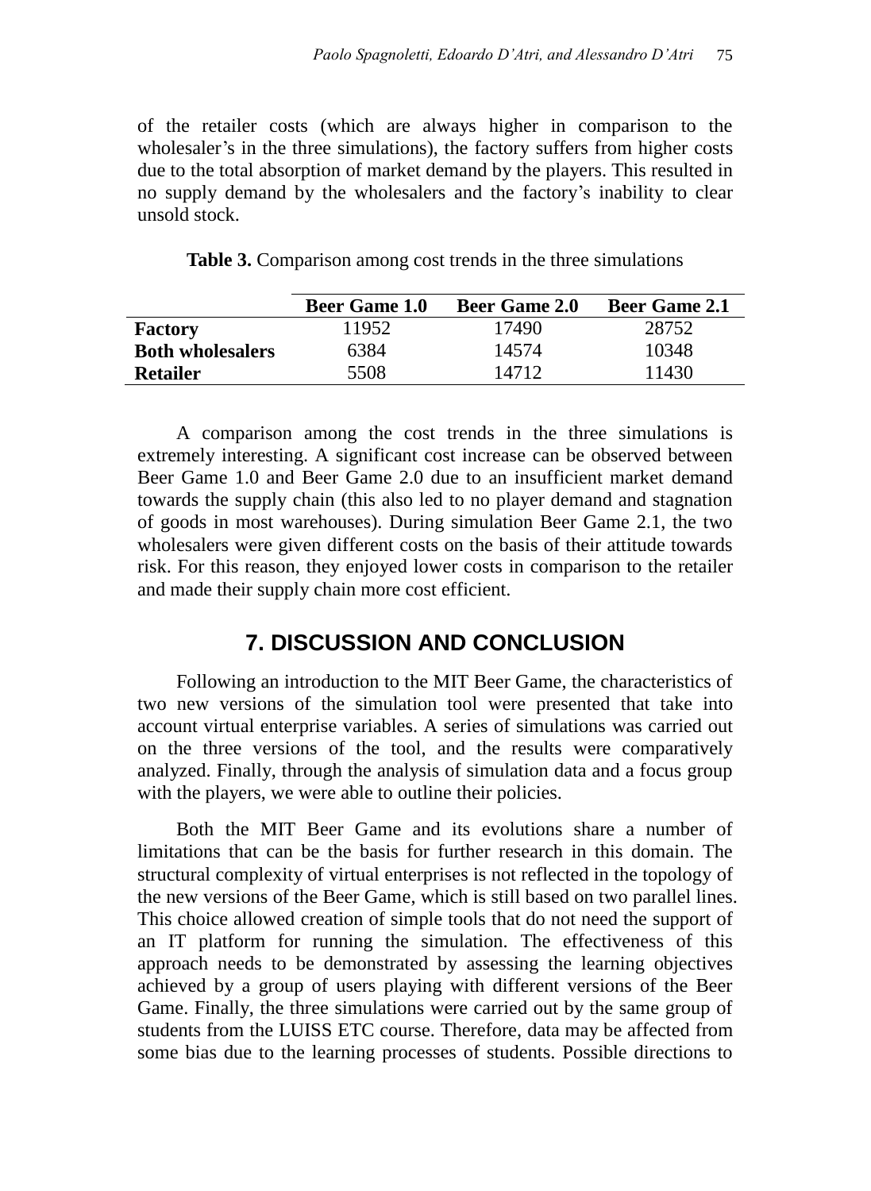of the retailer costs (which are always higher in comparison to the wholesaler's in the three simulations), the factory suffers from higher costs due to the total absorption of market demand by the players. This resulted in no supply demand by the wholesalers and the factory's inability to clear unsold stock.

**Table 3.** Comparison among cost trends in the three simulations

| | Beer Game 1.0 | Beer Game 2.0 | Beer Game 2.1 |
|---|---|---|---|
| **Factory** | 11952 | 17490 | 28752 |
| **Both wholesalers** | 6384 | 14574 | 10348 |
| **Retailer** | 5508 | 14712 | 11430 |

A comparison among the cost trends in the three simulations is extremely interesting. A significant cost increase can be observed between Beer Game 1.0 and Beer Game 2.0 due to an insufficient market demand towards the supply chain (this also led to no player demand and stagnation of goods in most warehouses). During simulation Beer Game 2.1, the two wholesalers were given different costs on the basis of their attitude towards risk. For this reason, they enjoyed lower costs in comparison to the retailer and made their supply chain more cost efficient.

## 7. DISCUSSION AND CONCLUSION

Following an introduction to the MIT Beer Game, the characteristics of two new versions of the simulation tool were presented that take into account virtual enterprise variables. A series of simulations was carried out on the three versions of the tool, and the results were comparatively analyzed. Finally, through the analysis of simulation data and a focus group with the players, we were able to outline their policies.

Both the MIT Beer Game and its evolutions share a number of limitations that can be the basis for further research in this domain. The structural complexity of virtual enterprises is not reflected in the topology of the new versions of the Beer Game, which is still based on two parallel lines. This choice allowed creation of simple tools that do not need the support of an IT platform for running the simulation. The effectiveness of this approach needs to be demonstrated by assessing the learning objectives achieved by a group of users playing with different versions of the Beer Game. Finally, the three simulations were carried out by the same group of students from the LUISS ETC course. Therefore, data may be affected from some bias due to the learning processes of students. Possible directions to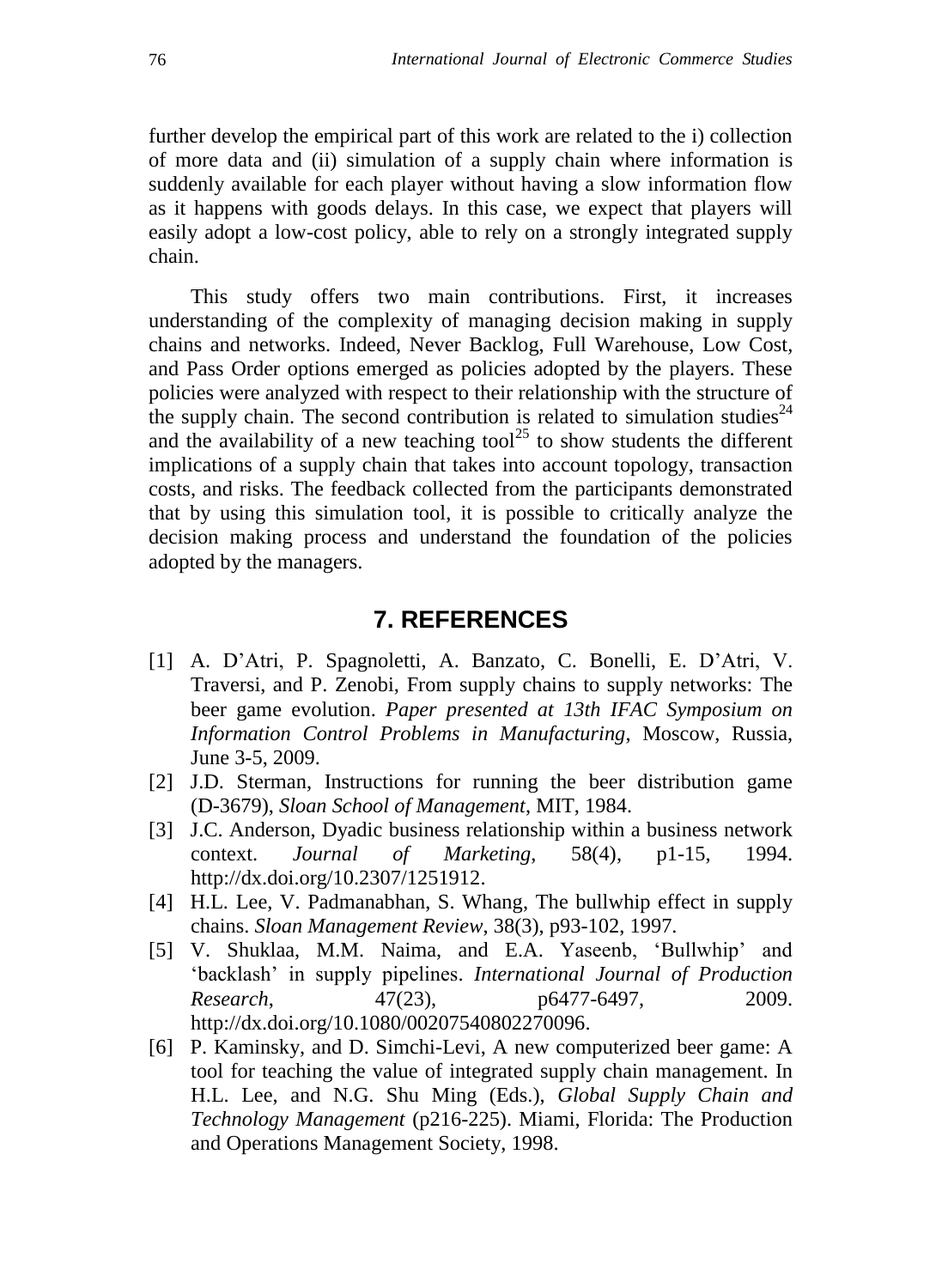further develop the empirical part of this work are related to the i) collection of more data and (ii) simulation of a supply chain where information is suddenly available for each player without having a slow information flow as it happens with goods delays. In this case, we expect that players will easily adopt a low-cost policy, able to rely on a strongly integrated supply chain.

This study offers two main contributions. First, it increases understanding of the complexity of managing decision making in supply chains and networks. Indeed, Never Backlog, Full Warehouse, Low Cost, and Pass Order options emerged as policies adopted by the players. These policies were analyzed with respect to their relationship with the structure of the supply chain. The second contribution is related to simulation studies[24] and the availability of a new teaching tool[25] to show students the different implications of a supply chain that takes into account topology, transaction costs, and risks. The feedback collected from the participants demonstrated that by using this simulation tool, it is possible to critically analyze the decision making process and understand the foundation of the policies adopted by the managers.

## 7. REFERENCES

[1] A. D'Atri, P. Spagnoletti, A. Banzato, C. Bonelli, E. D'Atri, V. Traversi, and P. Zenobi, From supply chains to supply networks: The beer game evolution. *Paper presented at 13th IFAC Symposium on Information Control Problems in Manufacturing*, Moscow, Russia, June 3-5, 2009.

[2] J.D. Sterman, Instructions for running the beer distribution game (D-3679), *Sloan School of Management*, MIT, 1984.

[3] J.C. Anderson, Dyadic business relationship within a business network context. *Journal of Marketing*, 58(4), p1-15, 1994. http://dx.doi.org/10.2307/1251912.

[4] H.L. Lee, V. Padmanabhan, S. Whang, The bullwhip effect in supply chains. *Sloan Management Review*, 38(3), p93-102, 1997.

[5] V. Shuklaa, M.M. Naima, and E.A. Yaseenb, 'Bullwhip' and 'backlash' in supply pipelines. *International Journal of Production Research*, 47(23), p6477-6497, 2009. http://dx.doi.org/10.1080/00207540802270096.

[6] P. Kaminsky, and D. Simchi-Levi, A new computerized beer game: A tool for teaching the value of integrated supply chain management. In H.L. Lee, and N.G. Shu Ming (Eds.), *Global Supply Chain and Technology Management* (p216-225). Miami, Florida: The Production and Operations Management Society, 1998.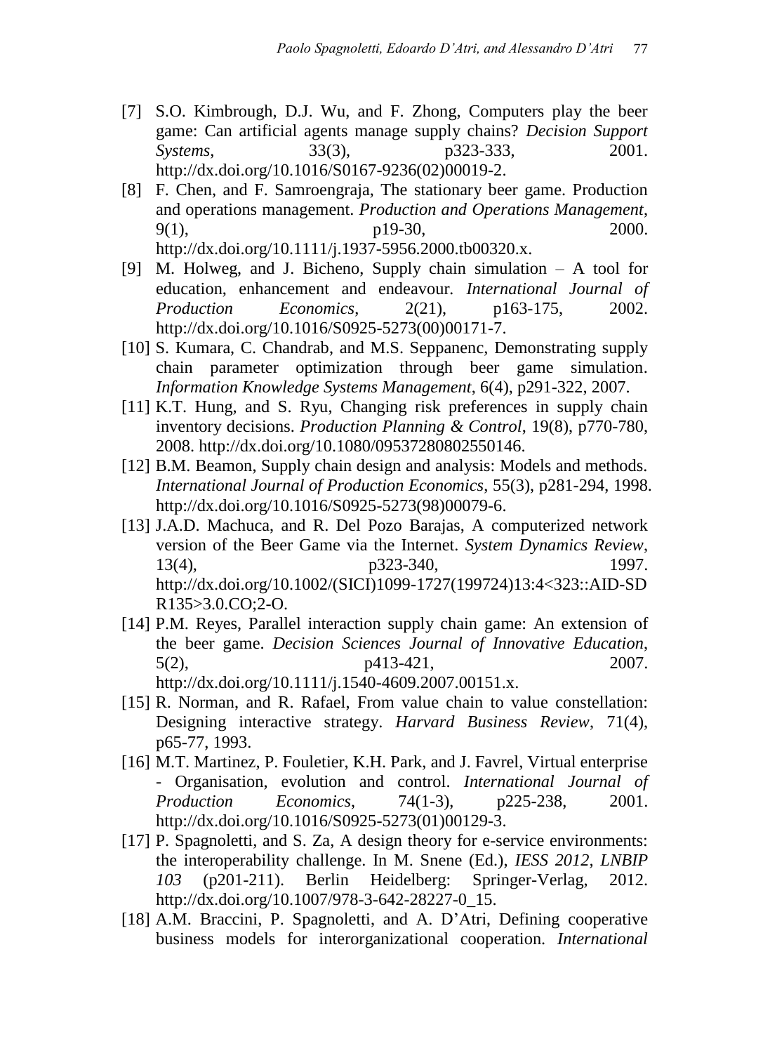[7] S.O. Kimbrough, D.J. Wu, and F. Zhong, Computers play the beer game: Can artificial agents manage supply chains? *Decision Support Systems*, 33(3), p323-333, 2001. http://dx.doi.org/10.1016/S0167-9236(02)00019-2.

[8] F. Chen, and F. Samroengraja, The stationary beer game. Production and operations management. *Production and Operations Management*, 9(1), p19-30, 2000. http://dx.doi.org/10.1111/j.1937-5956.2000.tb00320.x.

[9] M. Holweg, and J. Bicheno, Supply chain simulation – A tool for education, enhancement and endeavour. *International Journal of Production Economics*, 2(21), p163-175, 2002. http://dx.doi.org/10.1016/S0925-5273(00)00171-7.

[10] S. Kumara, C. Chandrab, and M.S. Seppanenc, Demonstrating supply chain parameter optimization through beer game simulation. *Information Knowledge Systems Management*, 6(4), p291-322, 2007.

[11] K.T. Hung, and S. Ryu, Changing risk preferences in supply chain inventory decisions. *Production Planning & Control*, 19(8), p770-780, 2008. http://dx.doi.org/10.1080/09537280802550146.

[12] B.M. Beamon, Supply chain design and analysis: Models and methods. *International Journal of Production Economics*, 55(3), p281-294, 1998. http://dx.doi.org/10.1016/S0925-5273(98)00079-6.

[13] J.A.D. Machuca, and R. Del Pozo Barajas, A computerized network version of the Beer Game via the Internet. *System Dynamics Review*, 13(4), p323-340, 1997. http://dx.doi.org/10.1002/(SICI)1099-1727(199724)13:4<323::AID-SDR135>3.0.CO;2-O.

[14] P.M. Reyes, Parallel interaction supply chain game: An extension of the beer game. *Decision Sciences Journal of Innovative Education*, 5(2), p413-421, 2007. http://dx.doi.org/10.1111/j.1540-4609.2007.00151.x.

[15] R. Norman, and R. Rafael, From value chain to value constellation: Designing interactive strategy. *Harvard Business Review*, 71(4), p65-77, 1993.

[16] M.T. Martinez, P. Fouletier, K.H. Park, and J. Favrel, Virtual enterprise - Organisation, evolution and control. *International Journal of Production Economics*, 74(1-3), p225-238, 2001. http://dx.doi.org/10.1016/S0925-5273(01)00129-3.

[17] P. Spagnoletti, and S. Za, A design theory for e-service environments: the interoperability challenge. In M. Snene (Ed.), *IESS 2012, LNBIP 103* (p201-211). Berlin Heidelberg: Springer-Verlag, 2012. http://dx.doi.org/10.1007/978-3-642-28227-0_15.

[18] A.M. Braccini, P. Spagnoletti, and A. D'Atri, Defining cooperative business models for interorganizational cooperation. *International*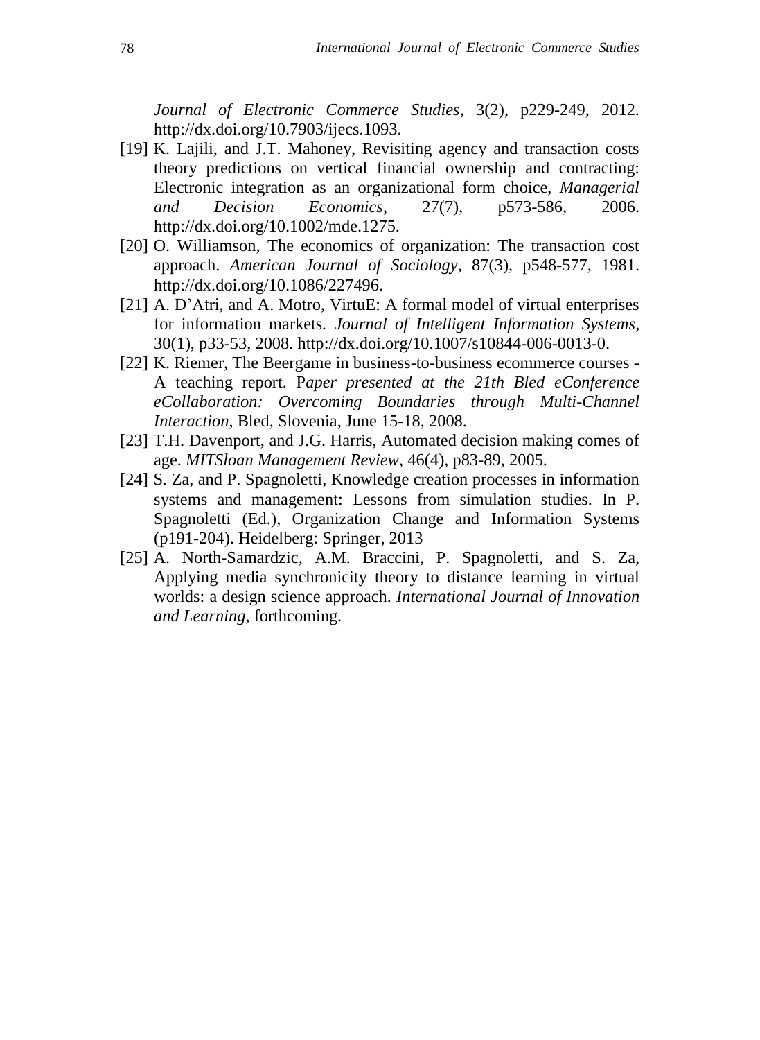*Journal of Electronic Commerce Studies*, 3(2), p229-249, 2012. http://dx.doi.org/10.7903/ijecs.1093.

[19] K. Lajili, and J.T. Mahoney, Revisiting agency and transaction costs theory predictions on vertical financial ownership and contracting: Electronic integration as an organizational form choice, *Managerial and Decision Economics*, 27(7), p573-586, 2006. http://dx.doi.org/10.1002/mde.1275.

[20] O. Williamson, The economics of organization: The transaction cost approach. *American Journal of Sociology*, 87(3), p548-577, 1981. http://dx.doi.org/10.1086/227496.

[21] A. D'Atri, and A. Motro, VirtuE: A formal model of virtual enterprises for information markets. *Journal of Intelligent Information Systems*, 30(1), p33-53, 2008. http://dx.doi.org/10.1007/s10844-006-0013-0.

[22] K. Riemer, The Beergame in business-to-business ecommerce courses - A teaching report. P*aper presented at the 21th Bled eConference eCollaboration: Overcoming Boundaries through Multi-Channel Interaction*, Bled, Slovenia, June 15-18, 2008.

[23] T.H. Davenport, and J.G. Harris, Automated decision making comes of age. *MITSloan Management Review*, 46(4), p83-89, 2005.

[24] S. Za, and P. Spagnoletti, Knowledge creation processes in information systems and management: Lessons from simulation studies. In P. Spagnoletti (Ed.), Organization Change and Information Systems (p191-204). Heidelberg: Springer, 2013

[25] A. North-Samardzic, A.M. Braccini, P. Spagnoletti, and S. Za, Applying media synchronicity theory to distance learning in virtual worlds: a design science approach. *International Journal of Innovation and Learning*, forthcoming.